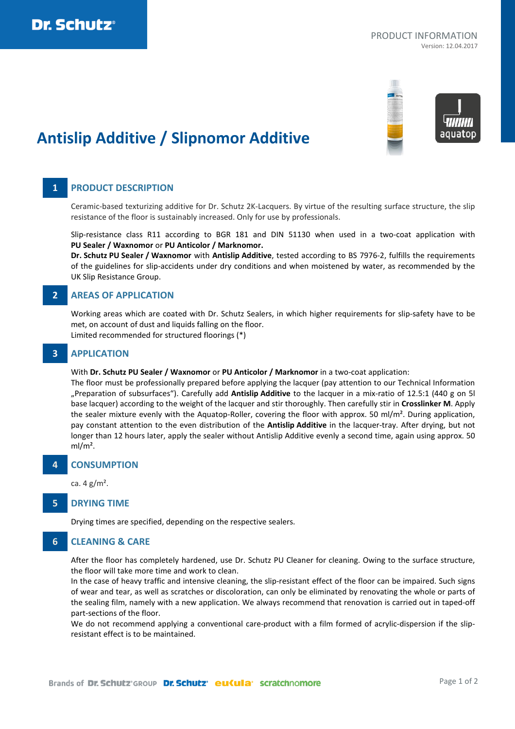PRODUCT INFORMATION
Version: 12.04.2017

# Antislip Additive / Slipnomor Additive

## 1 PRODUCT DESCRIPTION

Ceramic-based texturizing additive for Dr. Schutz 2K-Lacquers. By virtue of the resulting surface structure, the slip resistance of the floor is sustainably increased. Only for use by professionals.

Slip-resistance class R11 according to BGR 181 and DIN 51130 when used in a two-coat application with **PU Sealer / Waxnomor** or **PU Anticolor / Marknomor.**
**Dr. Schutz PU Sealer / Waxnomor** with **Antislip Additive**, tested according to BS 7976-2, fulfills the requirements of the guidelines for slip-accidents under dry conditions and when moistened by water, as recommended by the UK Slip Resistance Group.

## 2 AREAS OF APPLICATION

Working areas which are coated with Dr. Schutz Sealers, in which higher requirements for slip-safety have to be met, on account of dust and liquids falling on the floor.
Limited recommended for structured floorings (*)

## 3 APPLICATION

With **Dr. Schutz PU Sealer / Waxnomor** or **PU Anticolor / Marknomor** in a two-coat application:
The floor must be professionally prepared before applying the lacquer (pay attention to our Technical Information „Preparation of subsurfaces"). Carefully add **Antislip Additive** to the lacquer in a mix-ratio of 12.5:1 (440 g on 5l base lacquer) according to the weight of the lacquer and stir thoroughly. Then carefully stir in **Crosslinker M**. Apply the sealer mixture evenly with the Aquatop-Roller, covering the floor with approx. 50 ml/m². During application, pay constant attention to the even distribution of the **Antislip Additive** in the lacquer-tray. After drying, but not longer than 12 hours later, apply the sealer without Antislip Additive evenly a second time, again using approx. 50 ml/m².

## 4 CONSUMPTION

ca. 4 g/m².

## 5 DRYING TIME

Drying times are specified, depending on the respective sealers.

## 6 CLEANING & CARE

After the floor has completely hardened, use Dr. Schutz PU Cleaner for cleaning. Owing to the surface structure, the floor will take more time and work to clean.
In the case of heavy traffic and intensive cleaning, the slip-resistant effect of the floor can be impaired. Such signs of wear and tear, as well as scratches or discoloration, can only be eliminated by renovating the whole or parts of the sealing film, namely with a new application. We always recommend that renovation is carried out in taped-off part-sections of the floor.
We do not recommend applying a conventional care-product with a film formed of acrylic-dispersion if the slip-resistant effect is to be maintained.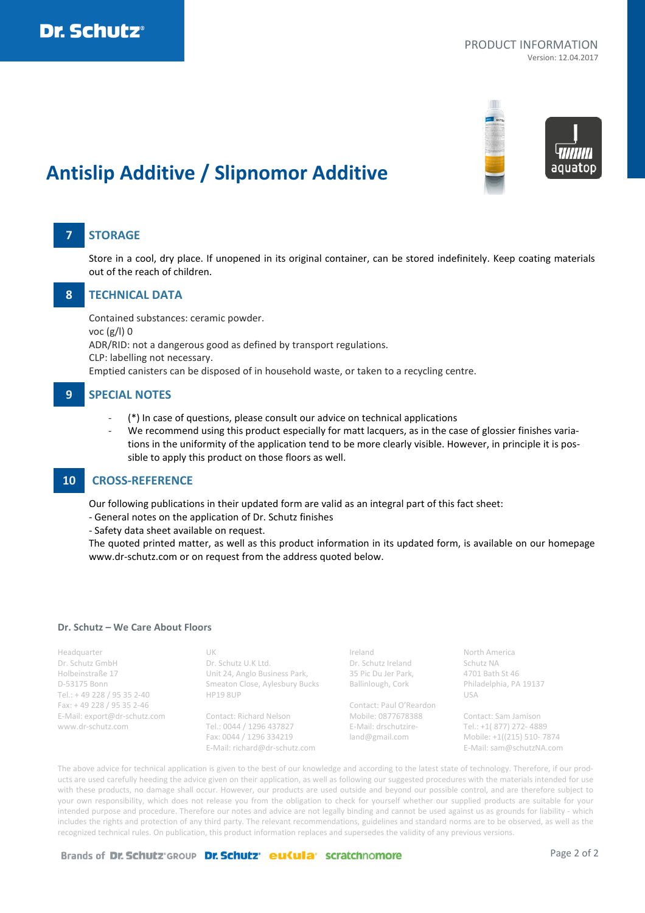# Antislip Additive / Slipnomor Additive

## 7 STORAGE

Store in a cool, dry place. If unopened in its original container, can be stored indefinitely. Keep coating materials out of the reach of children.

## 8 TECHNICAL DATA

Contained substances: ceramic powder.
voc (g/l) 0
ADR/RID: not a dangerous good as defined by transport regulations.
CLP: labelling not necessary.
Emptied canisters can be disposed of in household waste, or taken to a recycling centre.

## 9 SPECIAL NOTES

- (*) In case of questions, please consult our advice on technical applications
- We recommend using this product especially for matt lacquers, as in the case of glossier finishes variations in the uniformity of the application tend to be more clearly visible. However, in principle it is possible to apply this product on those floors as well.

## 10 CROSS-REFERENCE

Our following publications in their updated form are valid as an integral part of this fact sheet:
- General notes on the application of Dr. Schutz finishes
- Safety data sheet available on request.

The quoted printed matter, as well as this product information in its updated form, is available on our homepage www.dr-schutz.com or on request from the address quoted below.

**Dr. Schutz – We Care About Floors**

Headquarter
Dr. Schutz GmbH
Holbeinstraße 17
D-53175 Bonn
Tel.: + 49 228 / 95 35 2-40
Fax: + 49 228 / 95 35 2-46
E-Mail: export@dr-schutz.com
www.dr-schutz.com

UK
Dr. Schutz U.K Ltd.
Unit 24, Anglo Business Park,
Smeaton Close, Aylesbury Bucks
HP19 8UP

Contact: Richard Nelson
Tel.: 0044 / 1296 437827
Fax: 0044 / 1296 334219
E-Mail: richard@dr-schutz.com

Ireland
Dr. Schutz Ireland
35 Pic Du Jer Park,
Ballinlough, Cork

Contact: Paul O'Reardon
Mobile: 0877678388
E-Mail: drschutzireland@gmail.com

North America
Schutz NA
4701 Bath St 46
Philadelphia, PA 19137
USA

Contact: Sam Jamison
Tel.: +1( 877) 272- 4889
Mobile: +1((215) 510- 7874
E-Mail: sam@schutzNA.com

The above advice for technical application is given to the best of our knowledge and according to the latest state of technology. Therefore, if our products are used carefully heeding the advice given on their application, as well as following our suggested procedures with the materials intended for use with these products, no damage shall occur. However, our products are used outside and beyond our possible control, and are therefore subject to your own responsibility, which does not release you from the obligation to check for yourself whether our supplied products are suitable for your intended purpose and procedure. Therefore our notes and advice are not legally binding and cannot be used against us as grounds for liability - which includes the rights and protection of any third party. The relevant recommendations, guidelines and standard norms are to be observed, as well as the recognized technical rules. On publication, this product information replaces and supersedes the validity of any previous versions.

Brands of Dr. Schutz GROUP Dr. Schutz eukula scratchnomore